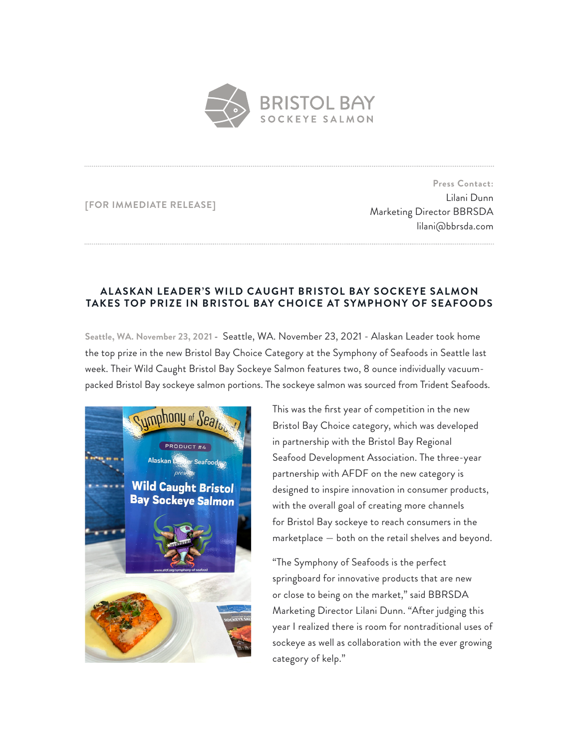BRISTOL BAY
SOCKEYE SALMON

[FOR IMMEDIATE RELEASE]

**Press Contact:**
Lilani Dunn
Marketing Director BBRSDA
lilani@bbrsda.com

## ALASKAN LEADER'S WILD CAUGHT BRISTOL BAY SOCKEYE SALMON TAKES TOP PRIZE IN BRISTOL BAY CHOICE AT SYMPHONY OF SEAFOODS

**Seattle, WA. November 23, 2021 -** Seattle, WA. November 23, 2021 - Alaskan Leader took home the top prize in the new Bristol Bay Choice Category at the Symphony of Seafoods in Seattle last week. Their Wild Caught Bristol Bay Sockeye Salmon features two, 8 ounce individually vacuum-packed Bristol Bay sockeye salmon portions. The sockeye salmon was sourced from Trident Seafoods.

This was the first year of competition in the new Bristol Bay Choice category, which was developed in partnership with the Bristol Bay Regional Seafood Development Association. The three-year partnership with AFDF on the new category is designed to inspire innovation in consumer products, with the overall goal of creating more channels for Bristol Bay sockeye to reach consumers in the marketplace — both on the retail shelves and beyond.

"The Symphony of Seafoods is the perfect springboard for innovative products that are new or close to being on the market," said BBRSDA Marketing Director Lilani Dunn. "After judging this year I realized there is room for nontraditional uses of sockeye as well as collaboration with the ever growing category of kelp."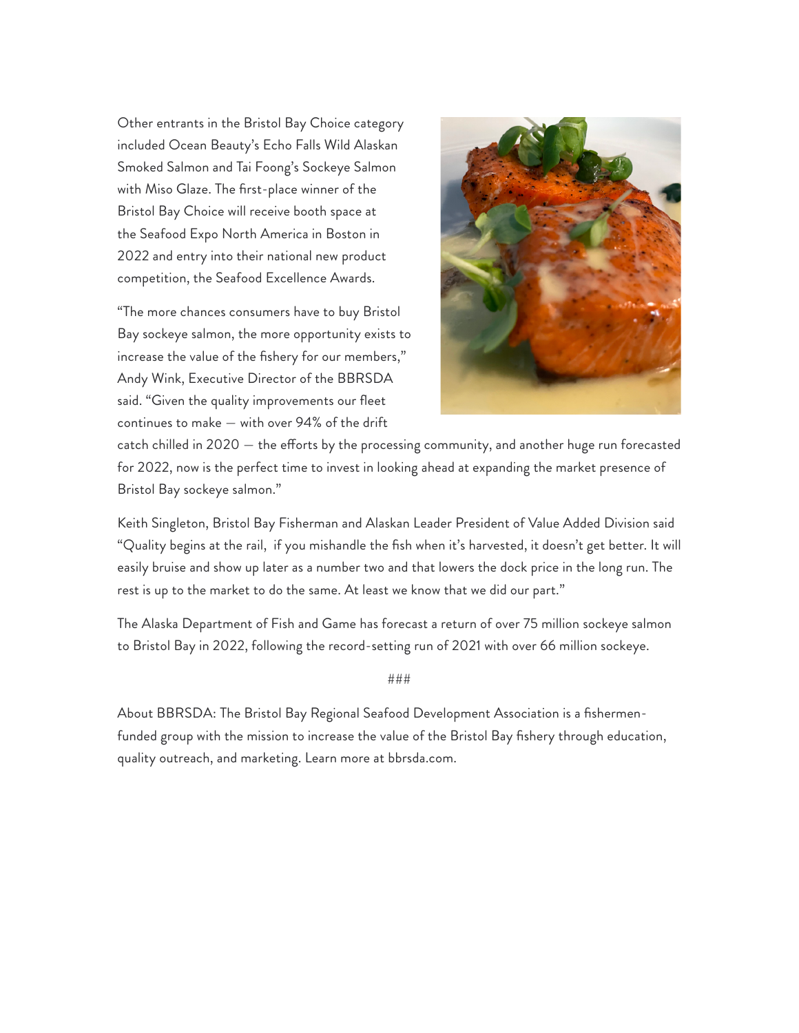Other entrants in the Bristol Bay Choice category included Ocean Beauty's Echo Falls Wild Alaskan Smoked Salmon and Tai Foong's Sockeye Salmon with Miso Glaze. The first-place winner of the Bristol Bay Choice will receive booth space at the Seafood Expo North America in Boston in 2022 and entry into their national new product competition, the Seafood Excellence Awards.

"The more chances consumers have to buy Bristol Bay sockeye salmon, the more opportunity exists to increase the value of the fishery for our members," Andy Wink, Executive Director of the BBRSDA said. "Given the quality improvements our fleet continues to make — with over 94% of the drift catch chilled in 2020 — the efforts by the processing community, and another huge run forecasted for 2022, now is the perfect time to invest in looking ahead at expanding the market presence of Bristol Bay sockeye salmon."

Keith Singleton, Bristol Bay Fisherman and Alaskan Leader President of Value Added Division said "Quality begins at the rail,  if you mishandle the fish when it's harvested, it doesn't get better. It will easily bruise and show up later as a number two and that lowers the dock price in the long run. The rest is up to the market to do the same. At least we know that we did our part."

The Alaska Department of Fish and Game has forecast a return of over 75 million sockeye salmon to Bristol Bay in 2022, following the record-setting run of 2021 with over 66 million sockeye.

###

About BBRSDA: The Bristol Bay Regional Seafood Development Association is a fishermen-funded group with the mission to increase the value of the Bristol Bay fishery through education, quality outreach, and marketing. Learn more at bbrsda.com.